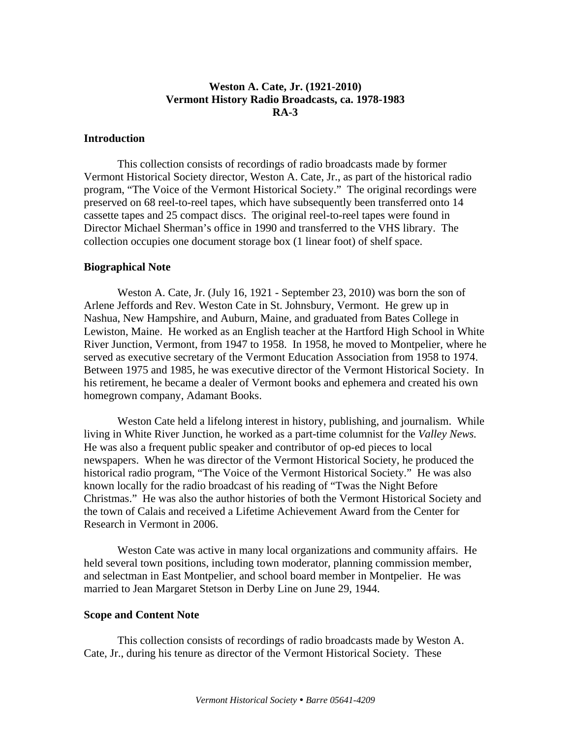# Weston A. Cate, Jr. (1921-2010)
# Vermont History Radio Broadcasts, ca. 1978-1983
# RA-3

## Introduction

This collection consists of recordings of radio broadcasts made by former Vermont Historical Society director, Weston A. Cate, Jr., as part of the historical radio program, "The Voice of the Vermont Historical Society." The original recordings were preserved on 68 reel-to-reel tapes, which have subsequently been transferred onto 14 cassette tapes and 25 compact discs. The original reel-to-reel tapes were found in Director Michael Sherman's office in 1990 and transferred to the VHS library. The collection occupies one document storage box (1 linear foot) of shelf space.

## Biographical Note

Weston A. Cate, Jr. (July 16, 1921 - September 23, 2010) was born the son of Arlene Jeffords and Rev. Weston Cate in St. Johnsbury, Vermont. He grew up in Nashua, New Hampshire, and Auburn, Maine, and graduated from Bates College in Lewiston, Maine. He worked as an English teacher at the Hartford High School in White River Junction, Vermont, from 1947 to 1958. In 1958, he moved to Montpelier, where he served as executive secretary of the Vermont Education Association from 1958 to 1974. Between 1975 and 1985, he was executive director of the Vermont Historical Society. In his retirement, he became a dealer of Vermont books and ephemera and created his own homegrown company, Adamant Books.

Weston Cate held a lifelong interest in history, publishing, and journalism. While living in White River Junction, he worked as a part-time columnist for the *Valley News.* He was also a frequent public speaker and contributor of op-ed pieces to local newspapers. When he was director of the Vermont Historical Society, he produced the historical radio program, "The Voice of the Vermont Historical Society." He was also known locally for the radio broadcast of his reading of "Twas the Night Before Christmas." He was also the author histories of both the Vermont Historical Society and the town of Calais and received a Lifetime Achievement Award from the Center for Research in Vermont in 2006.

Weston Cate was active in many local organizations and community affairs. He held several town positions, including town moderator, planning commission member, and selectman in East Montpelier, and school board member in Montpelier. He was married to Jean Margaret Stetson in Derby Line on June 29, 1944.

## Scope and Content Note

This collection consists of recordings of radio broadcasts made by Weston A. Cate, Jr., during his tenure as director of the Vermont Historical Society. These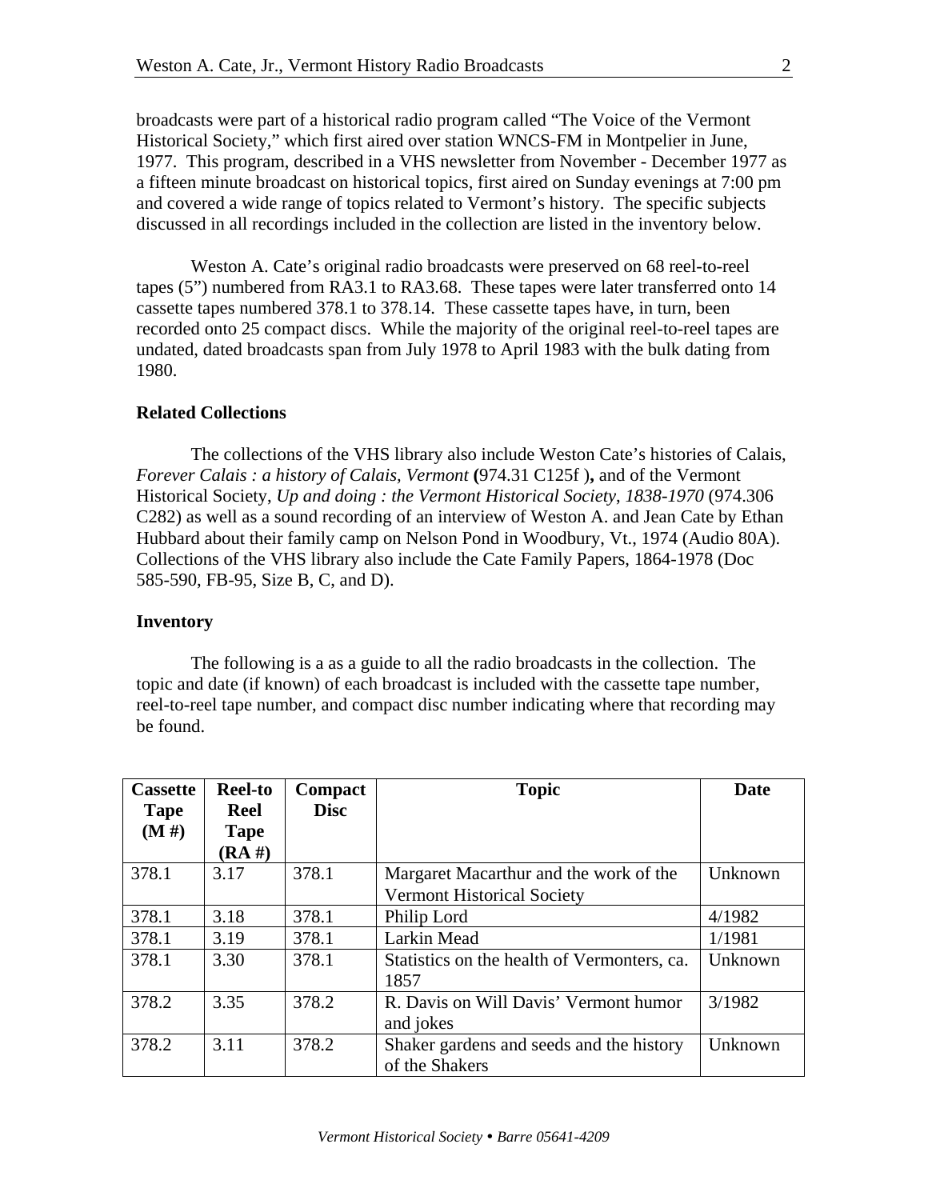broadcasts were part of a historical radio program called "The Voice of the Vermont Historical Society," which first aired over station WNCS-FM in Montpelier in June, 1977. This program, described in a VHS newsletter from November - December 1977 as a fifteen minute broadcast on historical topics, first aired on Sunday evenings at 7:00 pm and covered a wide range of topics related to Vermont's history. The specific subjects discussed in all recordings included in the collection are listed in the inventory below.

Weston A. Cate's original radio broadcasts were preserved on 68 reel-to-reel tapes (5") numbered from RA3.1 to RA3.68. These tapes were later transferred onto 14 cassette tapes numbered 378.1 to 378.14. These cassette tapes have, in turn, been recorded onto 25 compact discs. While the majority of the original reel-to-reel tapes are undated, dated broadcasts span from July 1978 to April 1983 with the bulk dating from 1980.

**Related Collections**

The collections of the VHS library also include Weston Cate's histories of Calais, *Forever Calais : a history of Calais, Vermont* **(**974.31 C125f )**,** and of the Vermont Historical Society, *Up and doing : the Vermont Historical Society, 1838-1970* (974.306 C282) as well as a sound recording of an interview of Weston A. and Jean Cate by Ethan Hubbard about their family camp on Nelson Pond in Woodbury, Vt., 1974 (Audio 80A). Collections of the VHS library also include the Cate Family Papers, 1864-1978 (Doc 585-590, FB-95, Size B, C, and D).

**Inventory**

The following is a as a guide to all the radio broadcasts in the collection. The topic and date (if known) of each broadcast is included with the cassette tape number, reel-to-reel tape number, and compact disc number indicating where that recording may be found.

| Cassette Tape (M #) | Reel-to Reel Tape (RA #) | Compact Disc | Topic | Date |
|---|---|---|---|---|
| 378.1 | 3.17 | 378.1 | Margaret Macarthur and the work of the Vermont Historical Society | Unknown |
| 378.1 | 3.18 | 378.1 | Philip Lord | 4/1982 |
| 378.1 | 3.19 | 378.1 | Larkin Mead | 1/1981 |
| 378.1 | 3.30 | 378.1 | Statistics on the health of Vermonters, ca. 1857 | Unknown |
| 378.2 | 3.35 | 378.2 | R. Davis on Will Davis' Vermont humor and jokes | 3/1982 |
| 378.2 | 3.11 | 378.2 | Shaker gardens and seeds and the history of the Shakers | Unknown |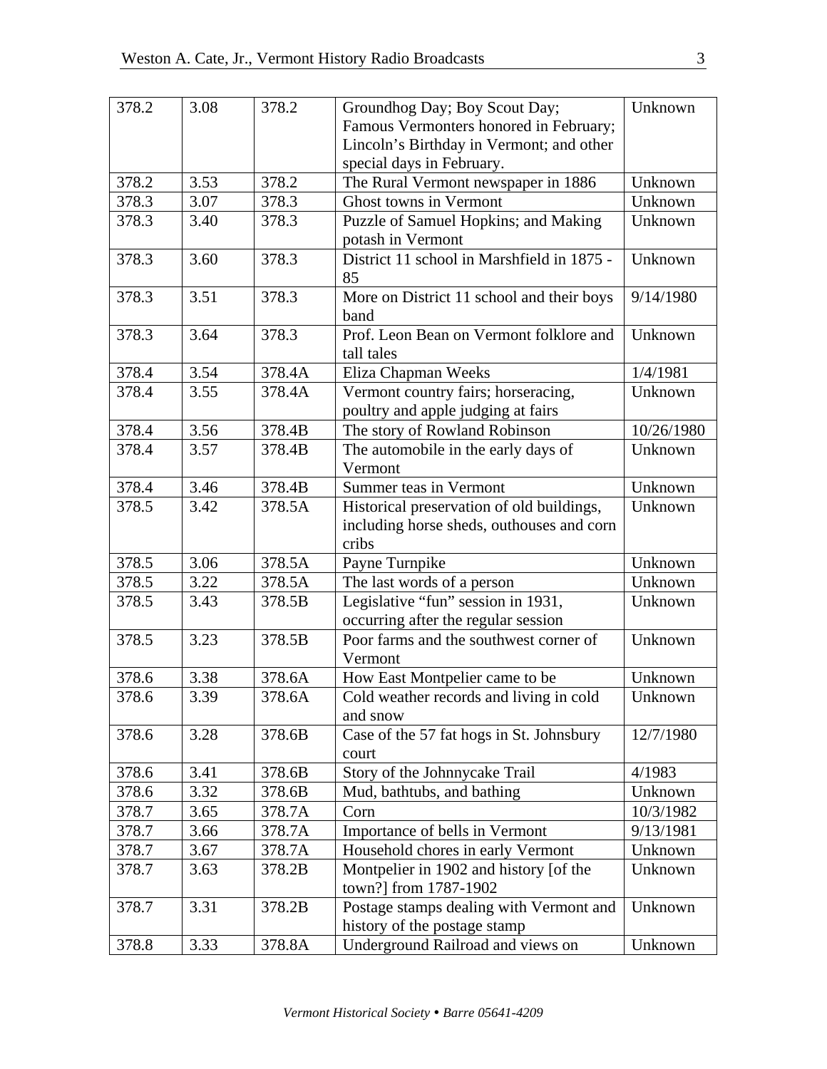| | | | | |
|---|---|---|---|---|
| 378.2 | 3.08 | 378.2 | Groundhog Day; Boy Scout Day; Famous Vermonters honored in February; Lincoln's Birthday in Vermont; and other special days in February. | Unknown |
| 378.2 | 3.53 | 378.2 | The Rural Vermont newspaper in 1886 | Unknown |
| 378.3 | 3.07 | 378.3 | Ghost towns in Vermont | Unknown |
| 378.3 | 3.40 | 378.3 | Puzzle of Samuel Hopkins; and Making potash in Vermont | Unknown |
| 378.3 | 3.60 | 378.3 | District 11 school in Marshfield in 1875 - 85 | Unknown |
| 378.3 | 3.51 | 378.3 | More on District 11 school and their boys band | 9/14/1980 |
| 378.3 | 3.64 | 378.3 | Prof. Leon Bean on Vermont folklore and tall tales | Unknown |
| 378.4 | 3.54 | 378.4A | Eliza Chapman Weeks | 1/4/1981 |
| 378.4 | 3.55 | 378.4A | Vermont country fairs; horseracing, poultry and apple judging at fairs | Unknown |
| 378.4 | 3.56 | 378.4B | The story of Rowland Robinson | 10/26/1980 |
| 378.4 | 3.57 | 378.4B | The automobile in the early days of Vermont | Unknown |
| 378.4 | 3.46 | 378.4B | Summer teas in Vermont | Unknown |
| 378.5 | 3.42 | 378.5A | Historical preservation of old buildings, including horse sheds, outhouses and corn cribs | Unknown |
| 378.5 | 3.06 | 378.5A | Payne Turnpike | Unknown |
| 378.5 | 3.22 | 378.5A | The last words of a person | Unknown |
| 378.5 | 3.43 | 378.5B | Legislative "fun" session in 1931, occurring after the regular session | Unknown |
| 378.5 | 3.23 | 378.5B | Poor farms and the southwest corner of Vermont | Unknown |
| 378.6 | 3.38 | 378.6A | How East Montpelier came to be | Unknown |
| 378.6 | 3.39 | 378.6A | Cold weather records and living in cold and snow | Unknown |
| 378.6 | 3.28 | 378.6B | Case of the 57 fat hogs in St. Johnsbury court | 12/7/1980 |
| 378.6 | 3.41 | 378.6B | Story of the Johnnycake Trail | 4/1983 |
| 378.6 | 3.32 | 378.6B | Mud, bathtubs, and bathing | Unknown |
| 378.7 | 3.65 | 378.7A | Corn | 10/3/1982 |
| 378.7 | 3.66 | 378.7A | Importance of bells in Vermont | 9/13/1981 |
| 378.7 | 3.67 | 378.7A | Household chores in early Vermont | Unknown |
| 378.7 | 3.63 | 378.2B | Montpelier in 1902 and history [of the town?] from 1787-1902 | Unknown |
| 378.7 | 3.31 | 378.2B | Postage stamps dealing with Vermont and history of the postage stamp | Unknown |
| 378.8 | 3.33 | 378.8A | Underground Railroad and views on | Unknown |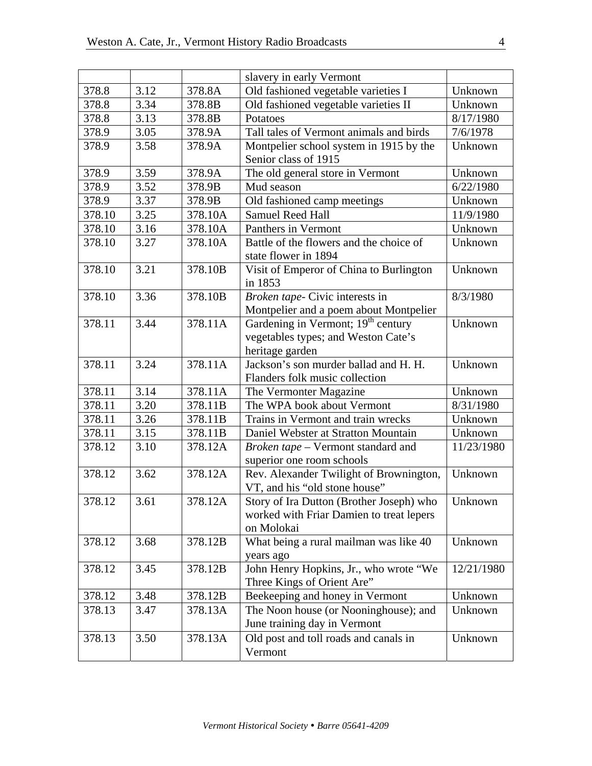| | | | slavery in early Vermont | |
|---|---|---|---|---|
| 378.8 | 3.12 | 378.8A | Old fashioned vegetable varieties I | Unknown |
| 378.8 | 3.34 | 378.8B | Old fashioned vegetable varieties II | Unknown |
| 378.8 | 3.13 | 378.8B | Potatoes | 8/17/1980 |
| 378.9 | 3.05 | 378.9A | Tall tales of Vermont animals and birds | 7/6/1978 |
| 378.9 | 3.58 | 378.9A | Montpelier school system in 1915 by the Senior class of 1915 | Unknown |
| 378.9 | 3.59 | 378.9A | The old general store in Vermont | Unknown |
| 378.9 | 3.52 | 378.9B | Mud season | 6/22/1980 |
| 378.9 | 3.37 | 378.9B | Old fashioned camp meetings | Unknown |
| 378.10 | 3.25 | 378.10A | Samuel Reed Hall | 11/9/1980 |
| 378.10 | 3.16 | 378.10A | Panthers in Vermont | Unknown |
| 378.10 | 3.27 | 378.10A | Battle of the flowers and the choice of state flower in 1894 | Unknown |
| 378.10 | 3.21 | 378.10B | Visit of Emperor of China to Burlington in 1853 | Unknown |
| 378.10 | 3.36 | 378.10B | *Broken tape*- Civic interests in Montpelier and a poem about Montpelier | 8/3/1980 |
| 378.11 | 3.44 | 378.11A | Gardening in Vermont; 19th century vegetables types; and Weston Cate's heritage garden | Unknown |
| 378.11 | 3.24 | 378.11A | Jackson's son murder ballad and H. H. Flanders folk music collection | Unknown |
| 378.11 | 3.14 | 378.11A | The Vermonter Magazine | Unknown |
| 378.11 | 3.20 | 378.11B | The WPA book about Vermont | 8/31/1980 |
| 378.11 | 3.26 | 378.11B | Trains in Vermont and train wrecks | Unknown |
| 378.11 | 3.15 | 378.11B | Daniel Webster at Stratton Mountain | Unknown |
| 378.12 | 3.10 | 378.12A | *Broken tape* – Vermont standard and superior one room schools | 11/23/1980 |
| 378.12 | 3.62 | 378.12A | Rev. Alexander Twilight of Brownington, VT, and his "old stone house" | Unknown |
| 378.12 | 3.61 | 378.12A | Story of Ira Dutton (Brother Joseph) who worked with Friar Damien to treat lepers on Molokai | Unknown |
| 378.12 | 3.68 | 378.12B | What being a rural mailman was like 40 years ago | Unknown |
| 378.12 | 3.45 | 378.12B | John Henry Hopkins, Jr., who wrote "We Three Kings of Orient Are" | 12/21/1980 |
| 378.12 | 3.48 | 378.12B | Beekeeping and honey in Vermont | Unknown |
| 378.13 | 3.47 | 378.13A | The Noon house (or Nooninghouse); and June training day in Vermont | Unknown |
| 378.13 | 3.50 | 378.13A | Old post and toll roads and canals in Vermont | Unknown |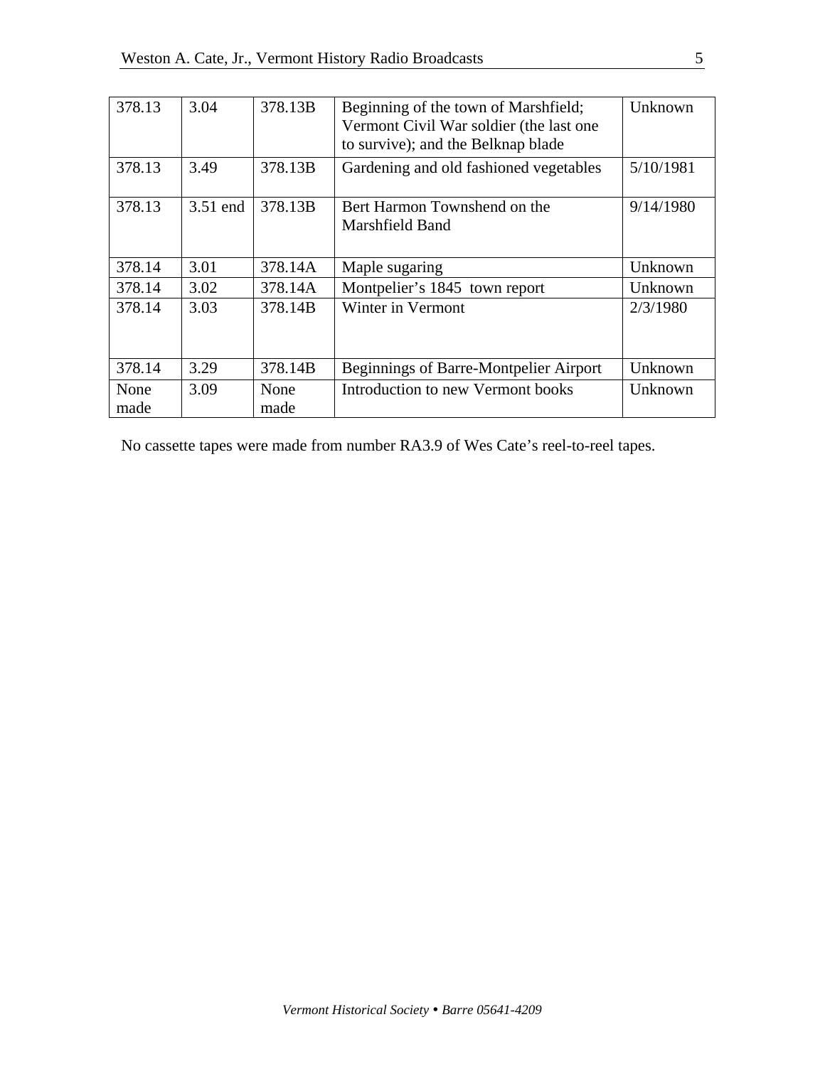| | | | | |
|---|---|---|---|---|
| 378.13 | 3.04 | 378.13B | Beginning of the town of Marshfield; Vermont Civil War soldier (the last one to survive); and the Belknap blade | Unknown |
| 378.13 | 3.49 | 378.13B | Gardening and old fashioned vegetables | 5/10/1981 |
| 378.13 | 3.51 end | 378.13B | Bert Harmon Townshend on the Marshfield Band | 9/14/1980 |
| 378.14 | 3.01 | 378.14A | Maple sugaring | Unknown |
| 378.14 | 3.02 | 378.14A | Montpelier's 1845 town report | Unknown |
| 378.14 | 3.03 | 378.14B | Winter in Vermont | 2/3/1980 |
| 378.14 | 3.29 | 378.14B | Beginnings of Barre-Montpelier Airport | Unknown |
| None made | 3.09 | None made | Introduction to new Vermont books | Unknown |

No cassette tapes were made from number RA3.9 of Wes Cate's reel-to-reel tapes.